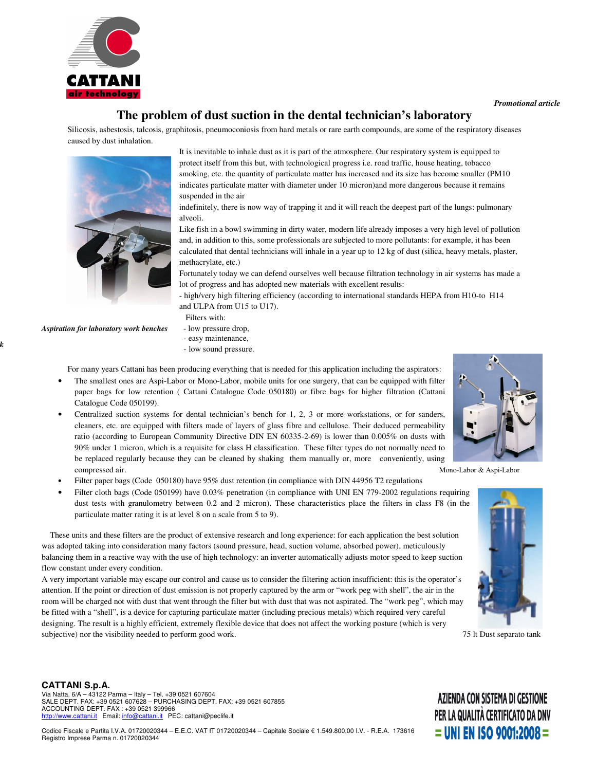*Promotional article*

# The problem of dust suction in the dental technician's laboratory

Silicosis, asbestosis, talcosis, graphitosis, pneumoconiosis from hard metals or rare earth compounds, are some of the respiratory diseases caused by dust inhalation.

It is inevitable to inhale dust as it is part of the atmosphere. Our respiratory system is equipped to protect itself from this but, with technological progress i.e. road traffic, house heating, tobacco smoking, etc. the quantity of particulate matter has increased and its size has become smaller (PM10 indicates particulate matter with diameter under 10 micron)and more dangerous because it remains suspended in the air

indefinitely, there is now way of trapping it and it will reach the deepest part of the lungs: pulmonary alveoli.

Like fish in a bowl swimming in dirty water, modern life already imposes a very high level of pollution and, in addition to this, some professionals are subjected to more pollutants: for example, it has been calculated that dental technicians will inhale in a year up to 12 kg of dust (silica, heavy metals, plaster, methacrylate, etc.)

Fortunately today we can defend ourselves well because filtration technology in air systems has made a lot of progress and has adopted new materials with excellent results:

- high/very high filtering efficiency (according to international standards HEPA from H10-to H14 and ULPA from U15 to U17).

Filters with:

- low pressure drop,
- easy maintenance,
- low sound pressure.

*Aspiration for laboratory work benches*

For many years Cattani has been producing everything that is needed for this application including the aspirators:

- The smallest ones are Aspi-Labor or Mono-Labor, mobile units for one surgery, that can be equipped with filter paper bags for low retention ( Cattani Catalogue Code 050180) or fibre bags for higher filtration (Cattani Catalogue Code 050199).
- Centralized suction systems for dental technician's bench for 1, 2, 3 or more workstations, or for sanders, cleaners, etc. are equipped with filters made of layers of glass fibre and cellulose. Their deduced permeability ratio (according to European Community Directive DIN EN 60335-2-69) is lower than 0.005% on dusts with 90% under 1 micron, which is a requisite for class H classification. These filter types do not normally need to be replaced regularly because they can be cleaned by shaking them manually or, more conveniently, using compressed air.
- Filter paper bags (Code 050180) have 95% dust retention (in compliance with DIN 44956 T2 regulations
- Filter cloth bags (Code 050199) have 0.03% penetration (in compliance with UNI EN 779-2002 regulations requiring dust tests with granulometry between 0.2 and 2 micron). These characteristics place the filters in class F8 (in the particulate matter rating it is at level 8 on a scale from 5 to 9).

Mono-Labor & Aspi-Labor

These units and these filters are the product of extensive research and long experience: for each application the best solution was adopted taking into consideration many factors (sound pressure, head, suction volume, absorbed power), meticulously balancing them in a reactive way with the use of high technology: an inverter automatically adjusts motor speed to keep suction flow constant under every condition.

A very important variable may escape our control and cause us to consider the filtering action insufficient: this is the operator's attention. If the point or direction of dust emission is not properly captured by the arm or "work peg with shell", the air in the room will be charged not with dust that went through the filter but with dust that was not aspirated. The "work peg", which may be fitted with a "shell", is a device for capturing particulate matter (including precious metals) which required very careful designing. The result is a highly efficient, extremely flexible device that does not affect the working posture (which is very subjective) nor the visibility needed to perform good work.

75 lt Dust separato tank

**CATTANI S.p.A.**
Via Natta, 6/A – 43122 Parma – Italy – Tel. +39 0521 607604
SALE DEPT. FAX: +39 0521 607628 – PURCHASING DEPT. FAX: +39 0521 607855
ACCOUNTING DEPT. FAX : +39 0521 399966
http://www.cattani.it Email: info@cattani.it PEC: cattani@peclife.it

Codice Fiscale e Partita I.V.A. 01720020344 – E.E.C. VAT IT 01720020344 – Capitale Sociale € 1.549.800,00 I.V. - R.E.A. 173616
Registro Imprese Parma n. 01720020344

AZIENDA CON SISTEMA DI GESTIONE PER LA QUALITÀ CERTIFICATO DA DNV = UNI EN ISO 9001:2008 =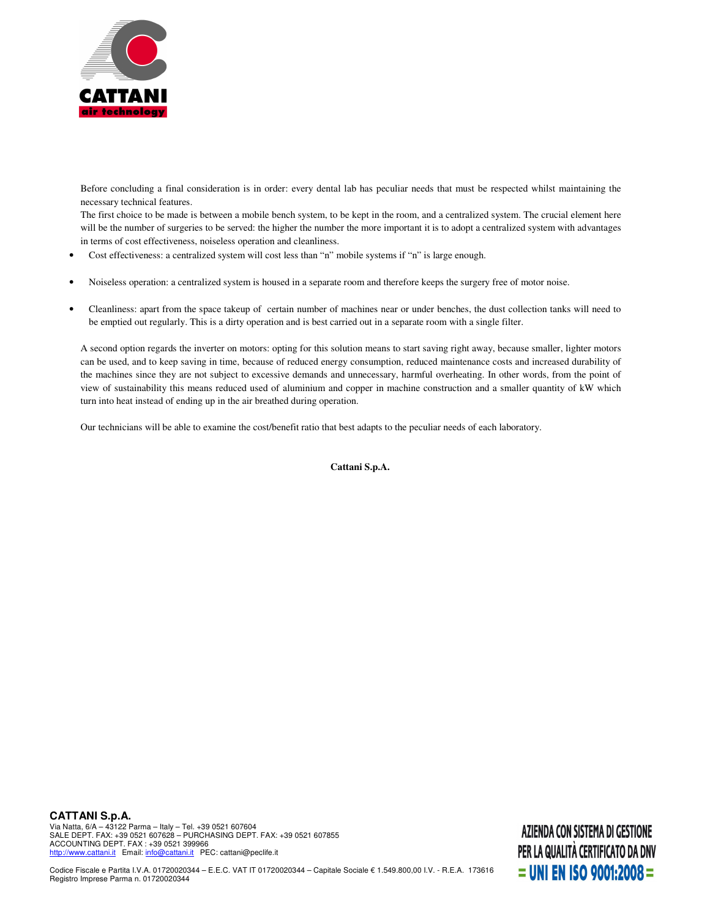Before concluding a final consideration is in order: every dental lab has peculiar needs that must be respected whilst maintaining the necessary technical features.

The first choice to be made is between a mobile bench system, to be kept in the room, and a centralized system. The crucial element here will be the number of surgeries to be served: the higher the number the more important it is to adopt a centralized system with advantages in terms of cost effectiveness, noiseless operation and cleanliness.

- Cost effectiveness: a centralized system will cost less than "n" mobile systems if "n" is large enough.
- Noiseless operation: a centralized system is housed in a separate room and therefore keeps the surgery free of motor noise.
- Cleanliness: apart from the space takeup of certain number of machines near or under benches, the dust collection tanks will need to be emptied out regularly. This is a dirty operation and is best carried out in a separate room with a single filter.

A second option regards the inverter on motors: opting for this solution means to start saving right away, because smaller, lighter motors can be used, and to keep saving in time, because of reduced energy consumption, reduced maintenance costs and increased durability of the machines since they are not subject to excessive demands and unnecessary, harmful overheating. In other words, from the point of view of sustainability this means reduced used of aluminium and copper in machine construction and a smaller quantity of kW which turn into heat instead of ending up in the air breathed during operation.

Our technicians will be able to examine the cost/benefit ratio that best adapts to the peculiar needs of each laboratory.

**Cattani S.p.A.**

**CATTANI S.p.A.**
Via Natta, 6/A – 43122 Parma – Italy – Tel. +39 0521 607604
SALE DEPT. FAX: +39 0521 607628 – PURCHASING DEPT. FAX: +39 0521 607855
ACCOUNTING DEPT. FAX : +39 0521 399966
http://www.cattani.it Email: info@cattani.it PEC: cattani@peclife.it

Codice Fiscale e Partita I.V.A. 01720020344 – E.E.C. VAT IT 01720020344 – Capitale Sociale € 1.549.800,00 I.V. - R.E.A. 173616
Registro Imprese Parma n. 01720020344

AZIENDA CON SISTEMA DI GESTIONE PER LA QUALITÀ CERTIFICATO DA DNV
= UNI EN ISO 9001:2008 =